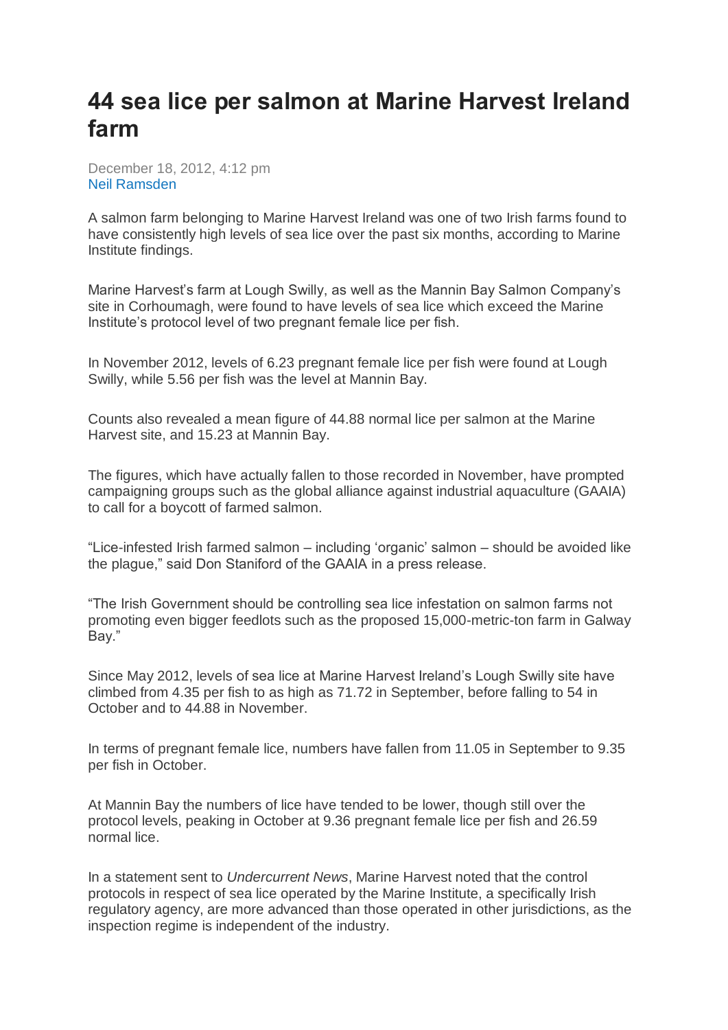# 44 sea lice per salmon at Marine Harvest Ireland farm

December 18, 2012, 4:12 pm
Neil Ramsden

A salmon farm belonging to Marine Harvest Ireland was one of two Irish farms found to have consistently high levels of sea lice over the past six months, according to Marine Institute findings.

Marine Harvest's farm at Lough Swilly, as well as the Mannin Bay Salmon Company's site in Corhoumagh, were found to have levels of sea lice which exceed the Marine Institute's protocol level of two pregnant female lice per fish.

In November 2012, levels of 6.23 pregnant female lice per fish were found at Lough Swilly, while 5.56 per fish was the level at Mannin Bay.

Counts also revealed a mean figure of 44.88 normal lice per salmon at the Marine Harvest site, and 15.23 at Mannin Bay.

The figures, which have actually fallen to those recorded in November, have prompted campaigning groups such as the global alliance against industrial aquaculture (GAAIA) to call for a boycott of farmed salmon.

"Lice-infested Irish farmed salmon – including 'organic' salmon – should be avoided like the plague," said Don Staniford of the GAAIA in a press release.

"The Irish Government should be controlling sea lice infestation on salmon farms not promoting even bigger feedlots such as the proposed 15,000-metric-ton farm in Galway Bay."

Since May 2012, levels of sea lice at Marine Harvest Ireland's Lough Swilly site have climbed from 4.35 per fish to as high as 71.72 in September, before falling to 54 in October and to 44.88 in November.

In terms of pregnant female lice, numbers have fallen from 11.05 in September to 9.35 per fish in October.

At Mannin Bay the numbers of lice have tended to be lower, though still over the protocol levels, peaking in October at 9.36 pregnant female lice per fish and 26.59 normal lice.

In a statement sent to *Undercurrent News*, Marine Harvest noted that the control protocols in respect of sea lice operated by the Marine Institute, a specifically Irish regulatory agency, are more advanced than those operated in other jurisdictions, as the inspection regime is independent of the industry.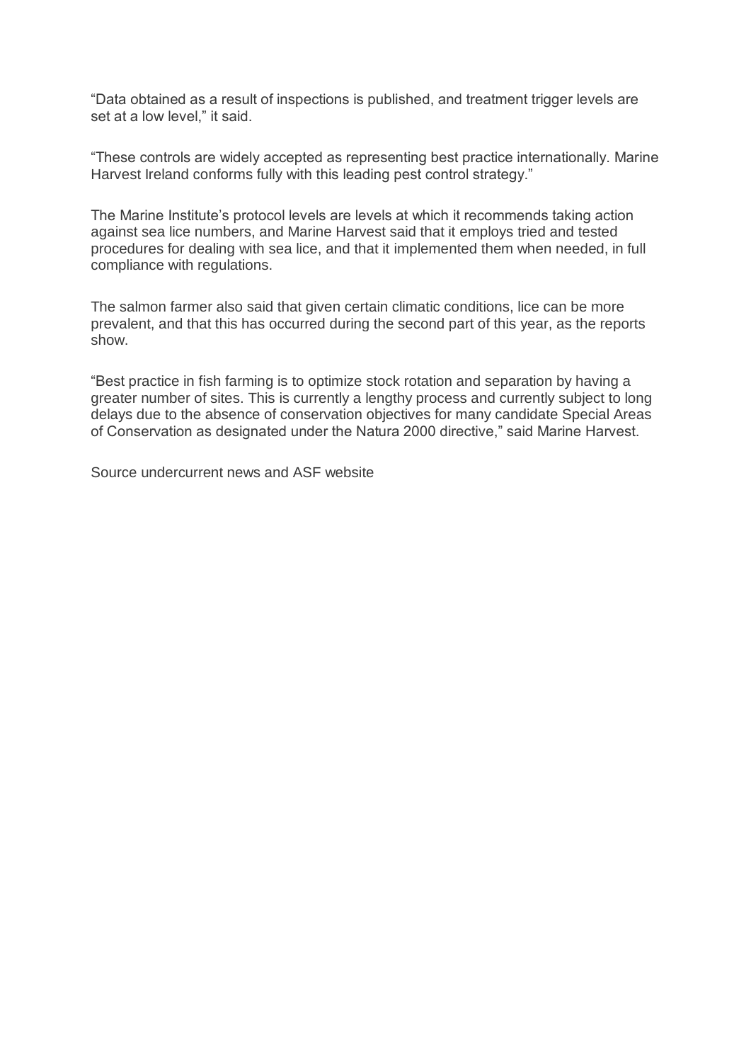“Data obtained as a result of inspections is published, and treatment trigger levels are set at a low level,” it said.

“These controls are widely accepted as representing best practice internationally. Marine Harvest Ireland conforms fully with this leading pest control strategy.”

The Marine Institute’s protocol levels are levels at which it recommends taking action against sea lice numbers, and Marine Harvest said that it employs tried and tested procedures for dealing with sea lice, and that it implemented them when needed, in full compliance with regulations.

The salmon farmer also said that given certain climatic conditions, lice can be more prevalent, and that this has occurred during the second part of this year, as the reports show.

“Best practice in fish farming is to optimize stock rotation and separation by having a greater number of sites. This is currently a lengthy process and currently subject to long delays due to the absence of conservation objectives for many candidate Special Areas of Conservation as designated under the Natura 2000 directive,” said Marine Harvest.

Source undercurrent news and ASF website